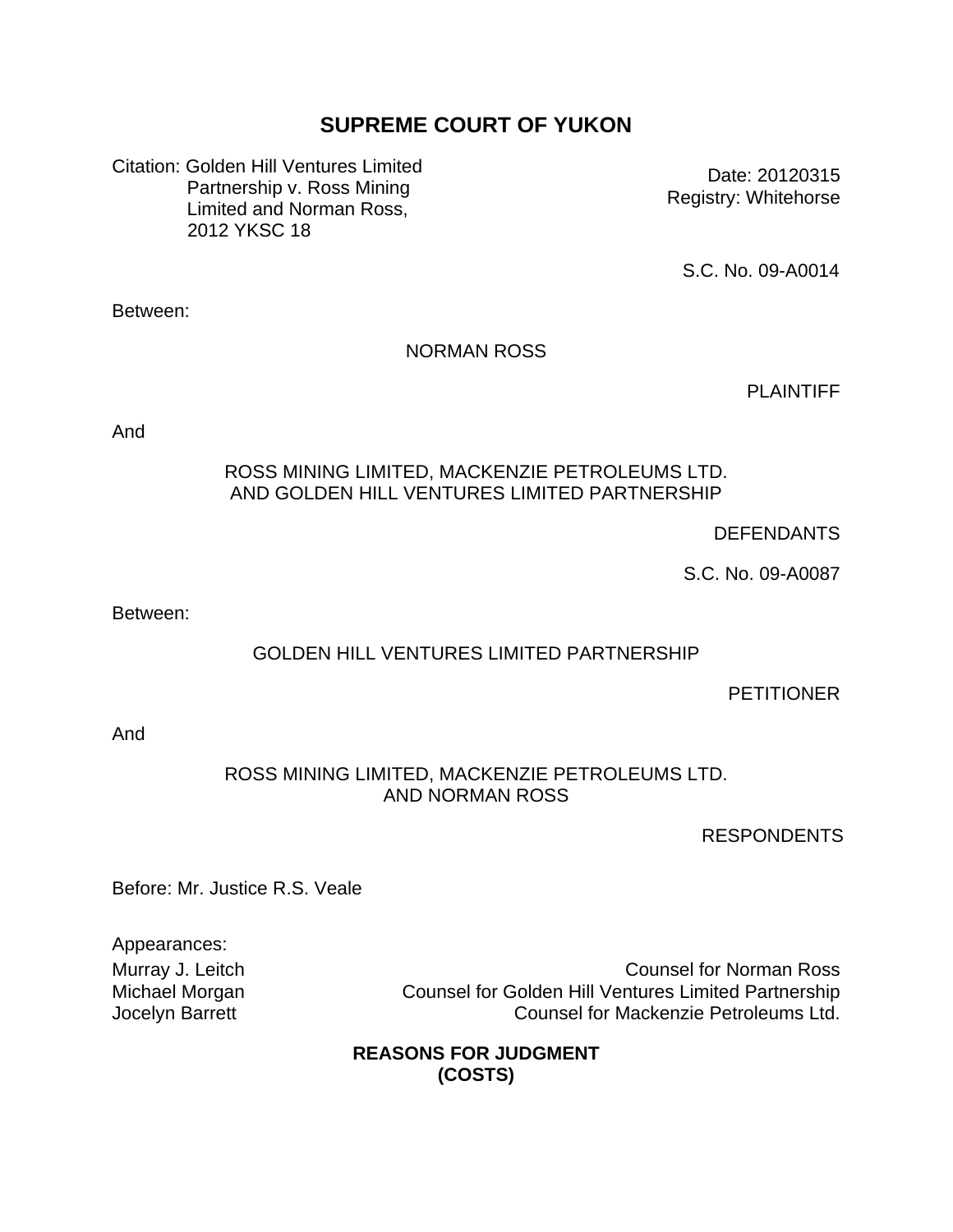# SUPREME COURT OF YUKON

Citation: Golden Hill Ventures Limited Partnership v. Ross Mining Limited and Norman Ross, 2012 YKSC 18

Date: 20120315
Registry: Whitehorse

S.C. No. 09-A0014

Between:

NORMAN ROSS

PLAINTIFF

And

ROSS MINING LIMITED, MACKENZIE PETROLEUMS LTD. AND GOLDEN HILL VENTURES LIMITED PARTNERSHIP

DEFENDANTS

S.C. No. 09-A0087

Between:

GOLDEN HILL VENTURES LIMITED PARTNERSHIP

PETITIONER

And

ROSS MINING LIMITED, MACKENZIE PETROLEUMS LTD. AND NORMAN ROSS

RESPONDENTS

Before: Mr. Justice R.S. Veale

Appearances:

Murray J. Leitch — Counsel for Norman Ross
Michael Morgan — Counsel for Golden Hill Ventures Limited Partnership
Jocelyn Barrett — Counsel for Mackenzie Petroleums Ltd.

**REASONS FOR JUDGMENT (COSTS)**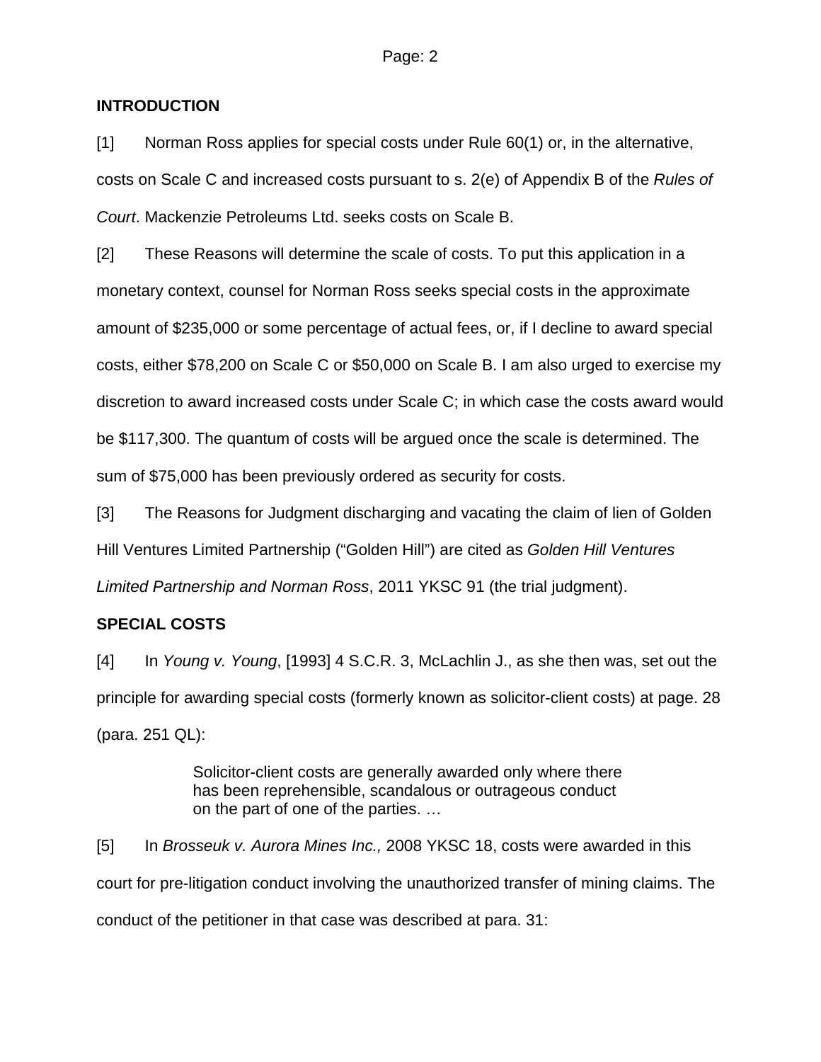## INTRODUCTION

[1] Norman Ross applies for special costs under Rule 60(1) or, in the alternative, costs on Scale C and increased costs pursuant to s. 2(e) of Appendix B of the *Rules of Court*. Mackenzie Petroleums Ltd. seeks costs on Scale B.

[2] These Reasons will determine the scale of costs. To put this application in a monetary context, counsel for Norman Ross seeks special costs in the approximate amount of $235,000 or some percentage of actual fees, or, if I decline to award special costs, either $78,200 on Scale C or $50,000 on Scale B. I am also urged to exercise my discretion to award increased costs under Scale C; in which case the costs award would be $117,300. The quantum of costs will be argued once the scale is determined. The sum of $75,000 has been previously ordered as security for costs.

[3] The Reasons for Judgment discharging and vacating the claim of lien of Golden Hill Ventures Limited Partnership ("Golden Hill") are cited as *Golden Hill Ventures Limited Partnership and Norman Ross*, 2011 YKSC 91 (the trial judgment).

## SPECIAL COSTS

[4] In *Young v. Young*, [1993] 4 S.C.R. 3, McLachlin J., as she then was, set out the principle for awarding special costs (formerly known as solicitor-client costs) at page. 28 (para. 251 QL):

> Solicitor-client costs are generally awarded only where there has been reprehensible, scandalous or outrageous conduct on the part of one of the parties. …

[5] In *Brosseuk v. Aurora Mines Inc.,* 2008 YKSC 18, costs were awarded in this court for pre-litigation conduct involving the unauthorized transfer of mining claims. The conduct of the petitioner in that case was described at para. 31: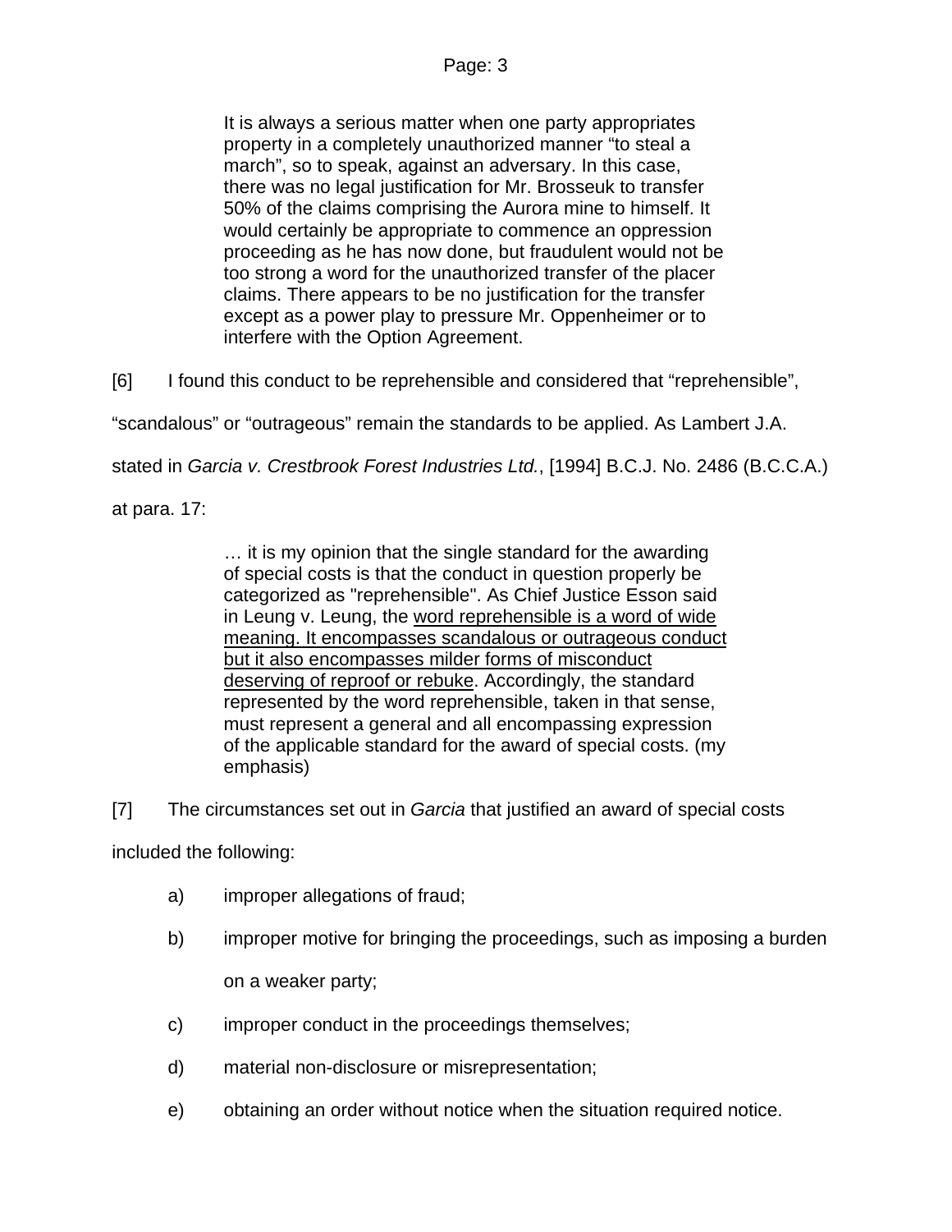> It is always a serious matter when one party appropriates property in a completely unauthorized manner “to steal a march”, so to speak, against an adversary. In this case, there was no legal justification for Mr. Brosseuk to transfer 50% of the claims comprising the Aurora mine to himself. It would certainly be appropriate to commence an oppression proceeding as he has now done, but fraudulent would not be too strong a word for the unauthorized transfer of the placer claims. There appears to be no justification for the transfer except as a power play to pressure Mr. Oppenheimer or to interfere with the Option Agreement.

[6] I found this conduct to be reprehensible and considered that “reprehensible”, “scandalous” or “outrageous” remain the standards to be applied. As Lambert J.A. stated in *Garcia v. Crestbrook Forest Industries Ltd.*, [1994] B.C.J. No. 2486 (B.C.C.A.) at para. 17:

> … it is my opinion that the single standard for the awarding of special costs is that the conduct in question properly be categorized as "reprehensible". As Chief Justice Esson said in Leung v. Leung, the <u>word reprehensible is a word of wide meaning. It encompasses scandalous or outrageous conduct but it also encompasses milder forms of misconduct deserving of reproof or rebuke</u>. Accordingly, the standard represented by the word reprehensible, taken in that sense, must represent a general and all encompassing expression of the applicable standard for the award of special costs. (my emphasis)

[7] The circumstances set out in *Garcia* that justified an award of special costs included the following:

a) improper allegations of fraud;

b) improper motive for bringing the proceedings, such as imposing a burden on a weaker party;

c) improper conduct in the proceedings themselves;

d) material non-disclosure or misrepresentation;

e) obtaining an order without notice when the situation required notice.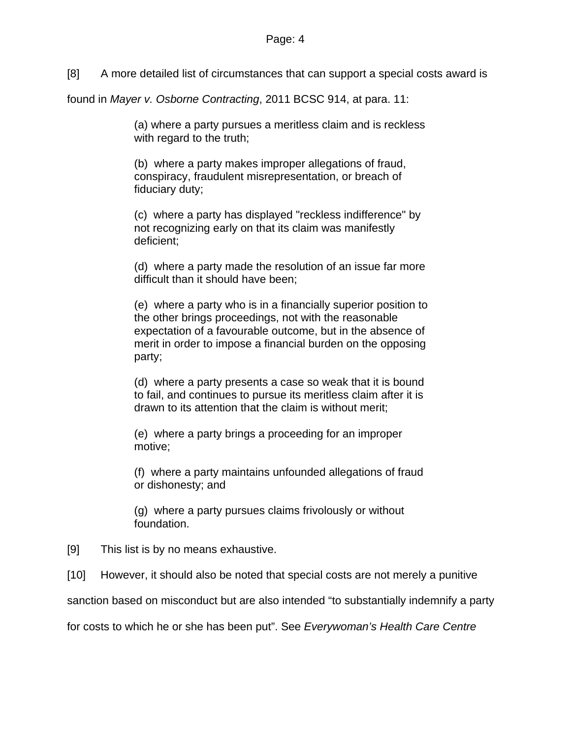[8] A more detailed list of circumstances that can support a special costs award is found in *Mayer v. Osborne Contracting*, 2011 BCSC 914, at para. 11:

> (a) where a party pursues a meritless claim and is reckless with regard to the truth;
>
> (b) where a party makes improper allegations of fraud, conspiracy, fraudulent misrepresentation, or breach of fiduciary duty;
>
> (c) where a party has displayed "reckless indifference" by not recognizing early on that its claim was manifestly deficient;
>
> (d) where a party made the resolution of an issue far more difficult than it should have been;
>
> (e) where a party who is in a financially superior position to the other brings proceedings, not with the reasonable expectation of a favourable outcome, but in the absence of merit in order to impose a financial burden on the opposing party;
>
> (d) where a party presents a case so weak that it is bound to fail, and continues to pursue its meritless claim after it is drawn to its attention that the claim is without merit;
>
> (e) where a party brings a proceeding for an improper motive;
>
> (f) where a party maintains unfounded allegations of fraud or dishonesty; and
>
> (g) where a party pursues claims frivolously or without foundation.

[9] This list is by no means exhaustive.

[10] However, it should also be noted that special costs are not merely a punitive sanction based on misconduct but are also intended "to substantially indemnify a party for costs to which he or she has been put". See *Everywoman's Health Care Centre*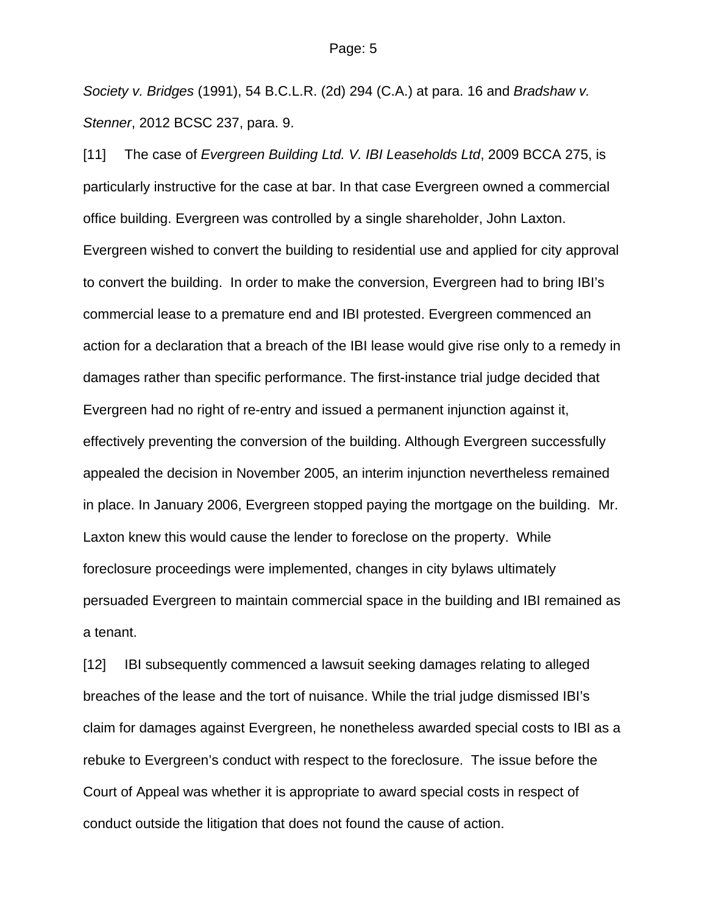*Society v. Bridges* (1991), 54 B.C.L.R. (2d) 294 (C.A.) at para. 16 and *Bradshaw v. Stenner*, 2012 BCSC 237, para. 9.

[11] The case of *Evergreen Building Ltd. V. IBI Leaseholds Ltd*, 2009 BCCA 275, is particularly instructive for the case at bar. In that case Evergreen owned a commercial office building. Evergreen was controlled by a single shareholder, John Laxton. Evergreen wished to convert the building to residential use and applied for city approval to convert the building. In order to make the conversion, Evergreen had to bring IBI's commercial lease to a premature end and IBI protested. Evergreen commenced an action for a declaration that a breach of the IBI lease would give rise only to a remedy in damages rather than specific performance. The first-instance trial judge decided that Evergreen had no right of re-entry and issued a permanent injunction against it, effectively preventing the conversion of the building. Although Evergreen successfully appealed the decision in November 2005, an interim injunction nevertheless remained in place. In January 2006, Evergreen stopped paying the mortgage on the building. Mr. Laxton knew this would cause the lender to foreclose on the property. While foreclosure proceedings were implemented, changes in city bylaws ultimately persuaded Evergreen to maintain commercial space in the building and IBI remained as a tenant.

[12] IBI subsequently commenced a lawsuit seeking damages relating to alleged breaches of the lease and the tort of nuisance. While the trial judge dismissed IBI's claim for damages against Evergreen, he nonetheless awarded special costs to IBI as a rebuke to Evergreen's conduct with respect to the foreclosure. The issue before the Court of Appeal was whether it is appropriate to award special costs in respect of conduct outside the litigation that does not found the cause of action.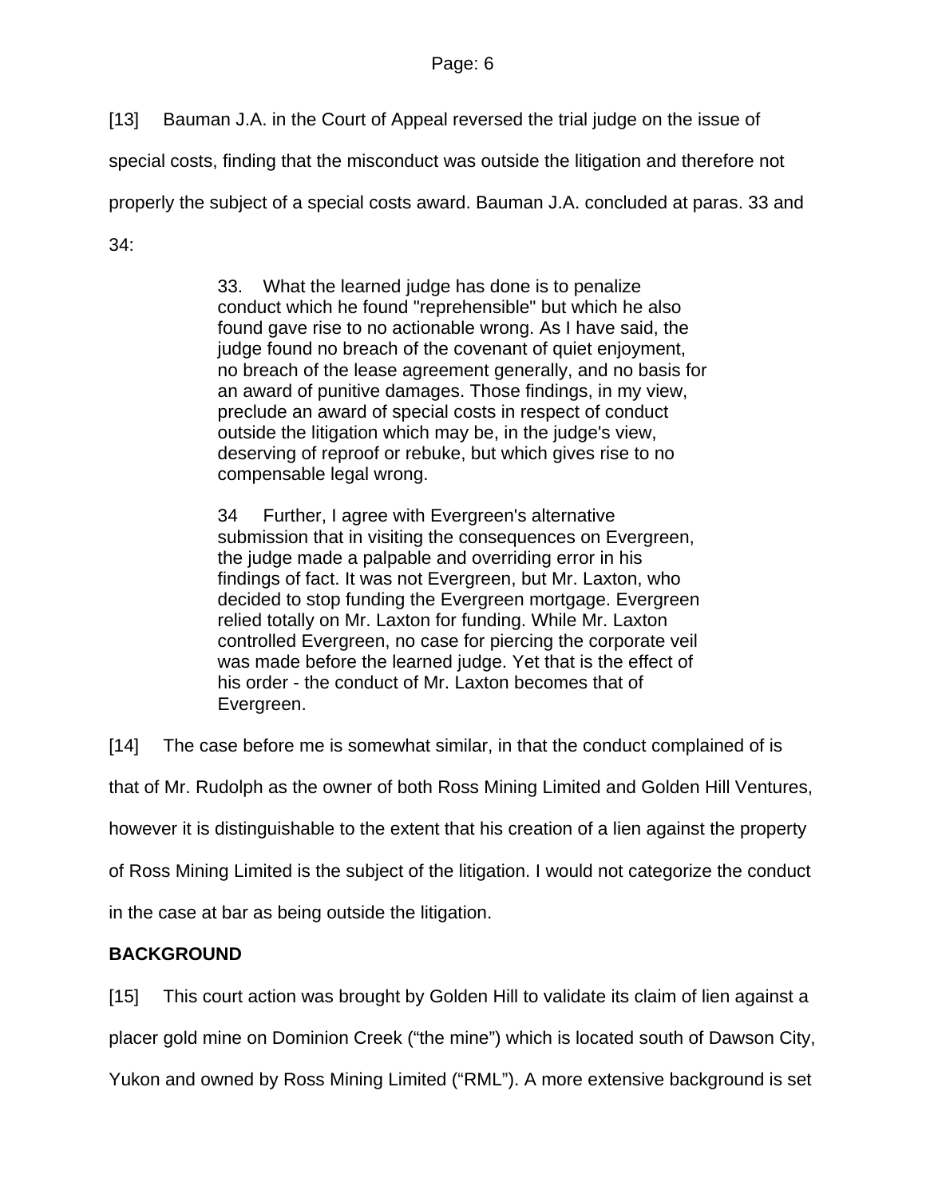[13] Bauman J.A. in the Court of Appeal reversed the trial judge on the issue of special costs, finding that the misconduct was outside the litigation and therefore not properly the subject of a special costs award. Bauman J.A. concluded at paras. 33 and 34:

> 33. What the learned judge has done is to penalize conduct which he found "reprehensible" but which he also found gave rise to no actionable wrong. As I have said, the judge found no breach of the covenant of quiet enjoyment, no breach of the lease agreement generally, and no basis for an award of punitive damages. Those findings, in my view, preclude an award of special costs in respect of conduct outside the litigation which may be, in the judge's view, deserving of reproof or rebuke, but which gives rise to no compensable legal wrong.
>
> 34 Further, I agree with Evergreen's alternative submission that in visiting the consequences on Evergreen, the judge made a palpable and overriding error in his findings of fact. It was not Evergreen, but Mr. Laxton, who decided to stop funding the Evergreen mortgage. Evergreen relied totally on Mr. Laxton for funding. While Mr. Laxton controlled Evergreen, no case for piercing the corporate veil was made before the learned judge. Yet that is the effect of his order - the conduct of Mr. Laxton becomes that of Evergreen.

[14] The case before me is somewhat similar, in that the conduct complained of is that of Mr. Rudolph as the owner of both Ross Mining Limited and Golden Hill Ventures, however it is distinguishable to the extent that his creation of a lien against the property of Ross Mining Limited is the subject of the litigation. I would not categorize the conduct in the case at bar as being outside the litigation.

## BACKGROUND

[15] This court action was brought by Golden Hill to validate its claim of lien against a placer gold mine on Dominion Creek ("the mine") which is located south of Dawson City, Yukon and owned by Ross Mining Limited ("RML"). A more extensive background is set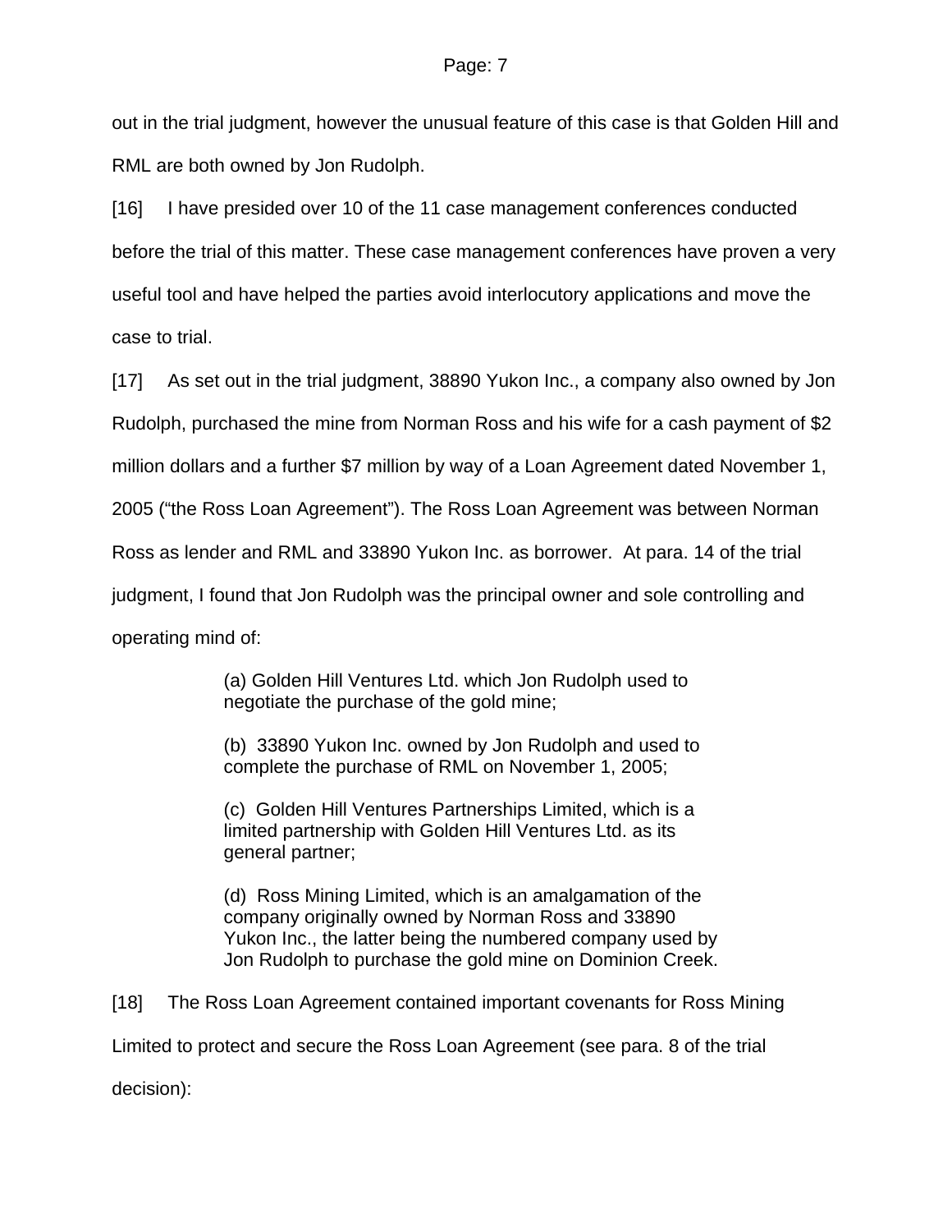out in the trial judgment, however the unusual feature of this case is that Golden Hill and RML are both owned by Jon Rudolph.

[16] I have presided over 10 of the 11 case management conferences conducted before the trial of this matter. These case management conferences have proven a very useful tool and have helped the parties avoid interlocutory applications and move the case to trial.

[17] As set out in the trial judgment, 38890 Yukon Inc., a company also owned by Jon Rudolph, purchased the mine from Norman Ross and his wife for a cash payment of $2 million dollars and a further $7 million by way of a Loan Agreement dated November 1, 2005 ("the Ross Loan Agreement"). The Ross Loan Agreement was between Norman Ross as lender and RML and 33890 Yukon Inc. as borrower. At para. 14 of the trial judgment, I found that Jon Rudolph was the principal owner and sole controlling and operating mind of:

> (a) Golden Hill Ventures Ltd. which Jon Rudolph used to negotiate the purchase of the gold mine;
>
> (b) 33890 Yukon Inc. owned by Jon Rudolph and used to complete the purchase of RML on November 1, 2005;
>
> (c) Golden Hill Ventures Partnerships Limited, which is a limited partnership with Golden Hill Ventures Ltd. as its general partner;
>
> (d) Ross Mining Limited, which is an amalgamation of the company originally owned by Norman Ross and 33890 Yukon Inc., the latter being the numbered company used by Jon Rudolph to purchase the gold mine on Dominion Creek.

[18] The Ross Loan Agreement contained important covenants for Ross Mining Limited to protect and secure the Ross Loan Agreement (see para. 8 of the trial decision):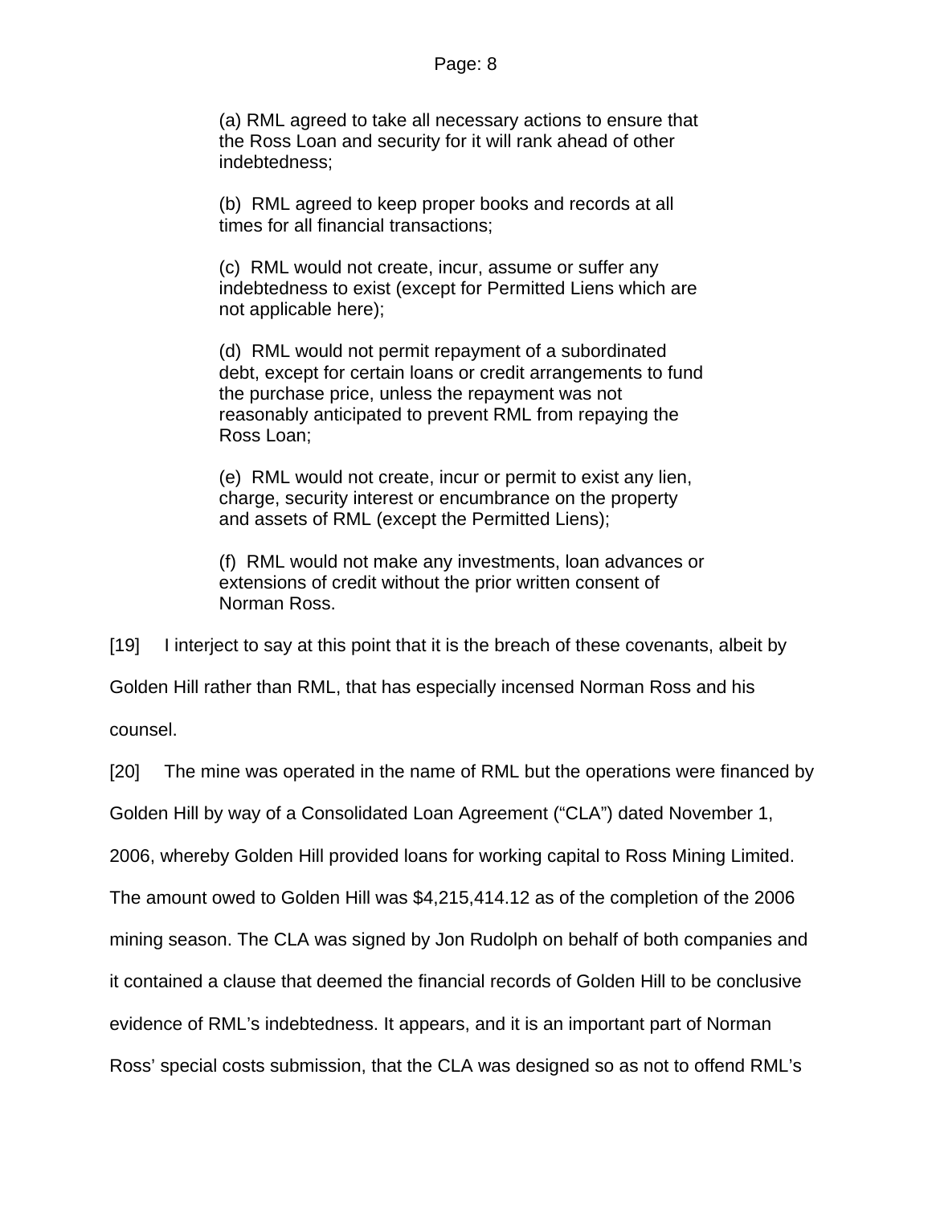> (a) RML agreed to take all necessary actions to ensure that the Ross Loan and security for it will rank ahead of other indebtedness;
>
> (b) RML agreed to keep proper books and records at all times for all financial transactions;
>
> (c) RML would not create, incur, assume or suffer any indebtedness to exist (except for Permitted Liens which are not applicable here);
>
> (d) RML would not permit repayment of a subordinated debt, except for certain loans or credit arrangements to fund the purchase price, unless the repayment was not reasonably anticipated to prevent RML from repaying the Ross Loan;
>
> (e) RML would not create, incur or permit to exist any lien, charge, security interest or encumbrance on the property and assets of RML (except the Permitted Liens);
>
> (f) RML would not make any investments, loan advances or extensions of credit without the prior written consent of Norman Ross.

[19] I interject to say at this point that it is the breach of these covenants, albeit by Golden Hill rather than RML, that has especially incensed Norman Ross and his counsel.

[20] The mine was operated in the name of RML but the operations were financed by Golden Hill by way of a Consolidated Loan Agreement ("CLA") dated November 1, 2006, whereby Golden Hill provided loans for working capital to Ross Mining Limited. The amount owed to Golden Hill was $4,215,414.12 as of the completion of the 2006 mining season. The CLA was signed by Jon Rudolph on behalf of both companies and it contained a clause that deemed the financial records of Golden Hill to be conclusive evidence of RML's indebtedness. It appears, and it is an important part of Norman Ross' special costs submission, that the CLA was designed so as not to offend RML's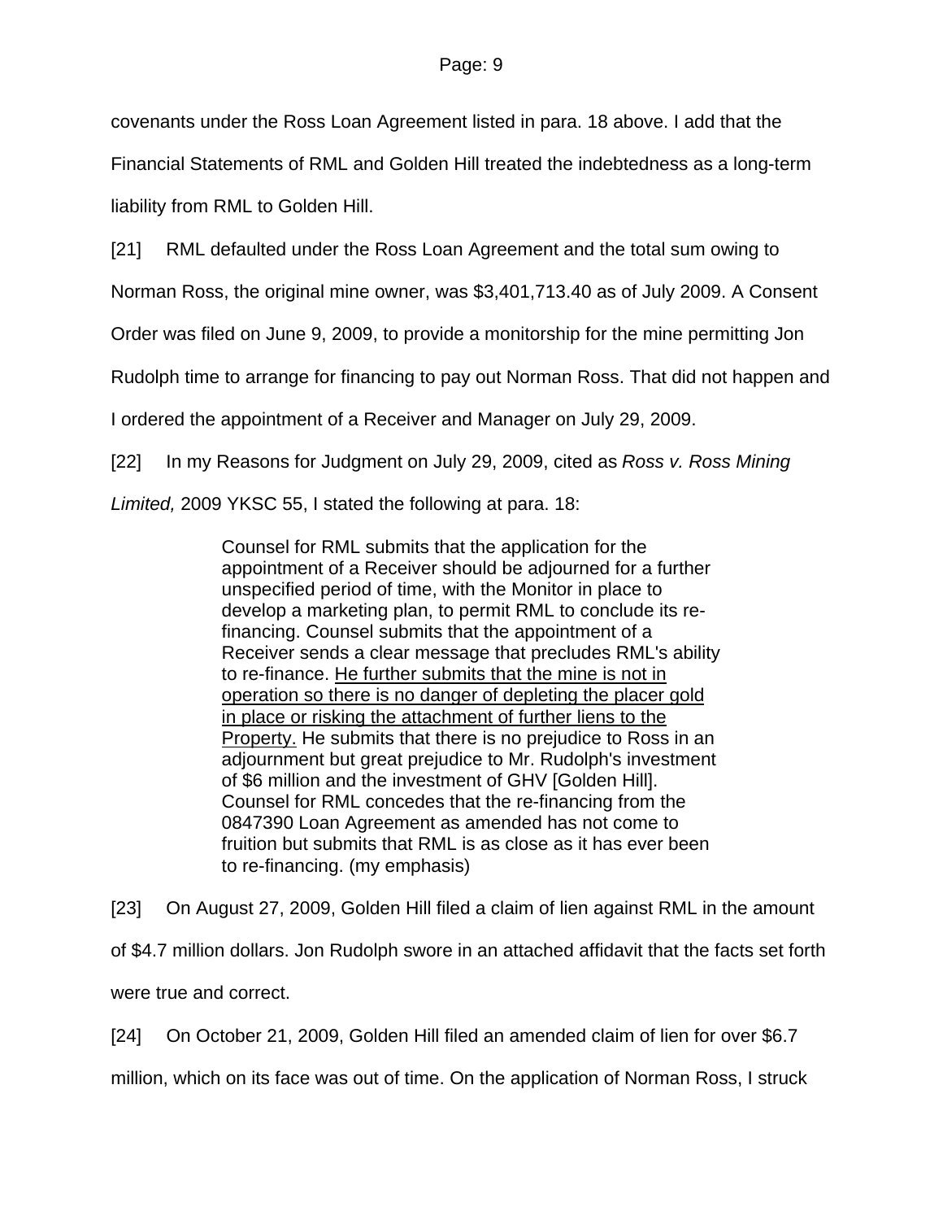covenants under the Ross Loan Agreement listed in para. 18 above. I add that the Financial Statements of RML and Golden Hill treated the indebtedness as a long-term liability from RML to Golden Hill.

[21] RML defaulted under the Ross Loan Agreement and the total sum owing to Norman Ross, the original mine owner, was $3,401,713.40 as of July 2009. A Consent Order was filed on June 9, 2009, to provide a monitorship for the mine permitting Jon Rudolph time to arrange for financing to pay out Norman Ross. That did not happen and I ordered the appointment of a Receiver and Manager on July 29, 2009.

[22] In my Reasons for Judgment on July 29, 2009, cited as *Ross v. Ross Mining Limited,* 2009 YKSC 55, I stated the following at para. 18:

> Counsel for RML submits that the application for the appointment of a Receiver should be adjourned for a further unspecified period of time, with the Monitor in place to develop a marketing plan, to permit RML to conclude its re-financing. Counsel submits that the appointment of a Receiver sends a clear message that precludes RML's ability to re-finance. <u>He further submits that the mine is not in operation so there is no danger of depleting the placer gold in place or risking the attachment of further liens to the Property.</u> He submits that there is no prejudice to Ross in an adjournment but great prejudice to Mr. Rudolph's investment of $6 million and the investment of GHV [Golden Hill]. Counsel for RML concedes that the re-financing from the 0847390 Loan Agreement as amended has not come to fruition but submits that RML is as close as it has ever been to re-financing. (my emphasis)

[23] On August 27, 2009, Golden Hill filed a claim of lien against RML in the amount of $4.7 million dollars. Jon Rudolph swore in an attached affidavit that the facts set forth were true and correct.

[24] On October 21, 2009, Golden Hill filed an amended claim of lien for over $6.7 million, which on its face was out of time. On the application of Norman Ross, I struck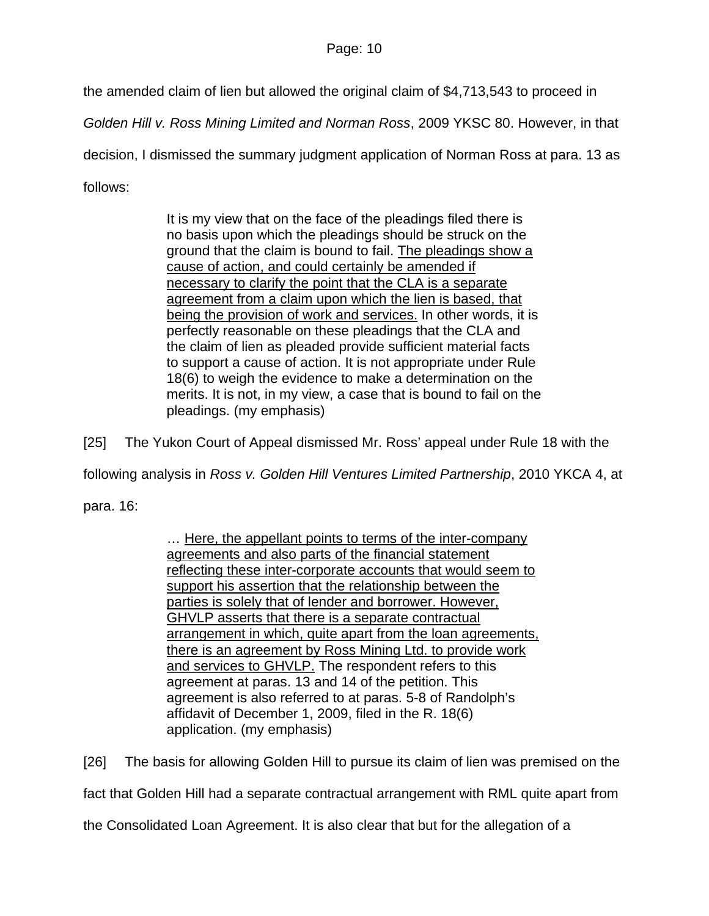the amended claim of lien but allowed the original claim of $4,713,543 to proceed in *Golden Hill v. Ross Mining Limited and Norman Ross*, 2009 YKSC 80. However, in that decision, I dismissed the summary judgment application of Norman Ross at para. 13 as follows:

> It is my view that on the face of the pleadings filed there is no basis upon which the pleadings should be struck on the ground that the claim is bound to fail. <u>The pleadings show a cause of action, and could certainly be amended if necessary to clarify the point that the CLA is a separate agreement from a claim upon which the lien is based, that being the provision of work and services.</u> In other words, it is perfectly reasonable on these pleadings that the CLA and the claim of lien as pleaded provide sufficient material facts to support a cause of action. It is not appropriate under Rule 18(6) to weigh the evidence to make a determination on the merits. It is not, in my view, a case that is bound to fail on the pleadings. (my emphasis)

[25] The Yukon Court of Appeal dismissed Mr. Ross' appeal under Rule 18 with the following analysis in *Ross v. Golden Hill Ventures Limited Partnership*, 2010 YKCA 4, at para. 16:

> … <u>Here, the appellant points to terms of the inter-company agreements and also parts of the financial statement reflecting these inter-corporate accounts that would seem to support his assertion that the relationship between the parties is solely that of lender and borrower. However, GHVLP asserts that there is a separate contractual arrangement in which, quite apart from the loan agreements, there is an agreement by Ross Mining Ltd. to provide work and services to GHVLP.</u> The respondent refers to this agreement at paras. 13 and 14 of the petition. This agreement is also referred to at paras. 5-8 of Randolph's affidavit of December 1, 2009, filed in the R. 18(6) application. (my emphasis)

[26] The basis for allowing Golden Hill to pursue its claim of lien was premised on the fact that Golden Hill had a separate contractual arrangement with RML quite apart from the Consolidated Loan Agreement. It is also clear that but for the allegation of a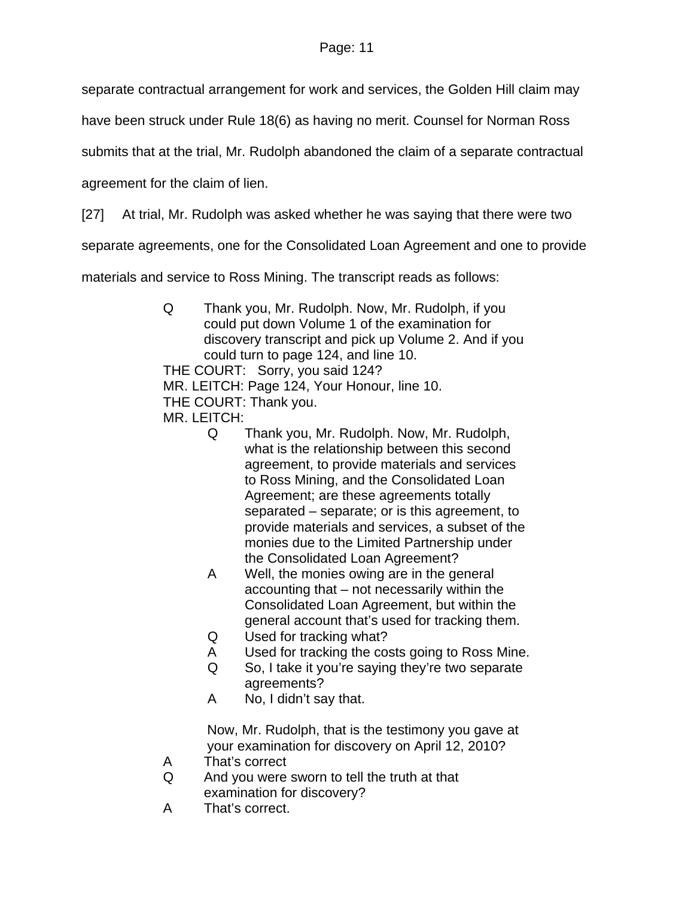separate contractual arrangement for work and services, the Golden Hill claim may have been struck under Rule 18(6) as having no merit. Counsel for Norman Ross submits that at the trial, Mr. Rudolph abandoned the claim of a separate contractual agreement for the claim of lien.

[27] At trial, Mr. Rudolph was asked whether he was saying that there were two separate agreements, one for the Consolidated Loan Agreement and one to provide materials and service to Ross Mining. The transcript reads as follows:

> Q Thank you, Mr. Rudolph. Now, Mr. Rudolph, if you could put down Volume 1 of the examination for discovery transcript and pick up Volume 2. And if you could turn to page 124, and line 10.
>
> THE COURT: Sorry, you said 124?
>
> MR. LEITCH: Page 124, Your Honour, line 10.
>
> THE COURT: Thank you.
>
> MR. LEITCH:
>
> > Q Thank you, Mr. Rudolph. Now, Mr. Rudolph, what is the relationship between this second agreement, to provide materials and services to Ross Mining, and the Consolidated Loan Agreement; are these agreements totally separated – separate; or is this agreement, to provide materials and services, a subset of the monies due to the Limited Partnership under the Consolidated Loan Agreement?
> >
> > A Well, the monies owing are in the general accounting that – not necessarily within the Consolidated Loan Agreement, but within the general account that's used for tracking them.
> >
> > Q Used for tracking what?
> >
> > A Used for tracking the costs going to Ross Mine.
> >
> > Q So, I take it you're saying they're two separate agreements?
> >
> > A No, I didn't say that.
> >
> > Now, Mr. Rudolph, that is the testimony you gave at your examination for discovery on April 12, 2010?
>
> A That's correct
>
> Q And you were sworn to tell the truth at that examination for discovery?
>
> A That's correct.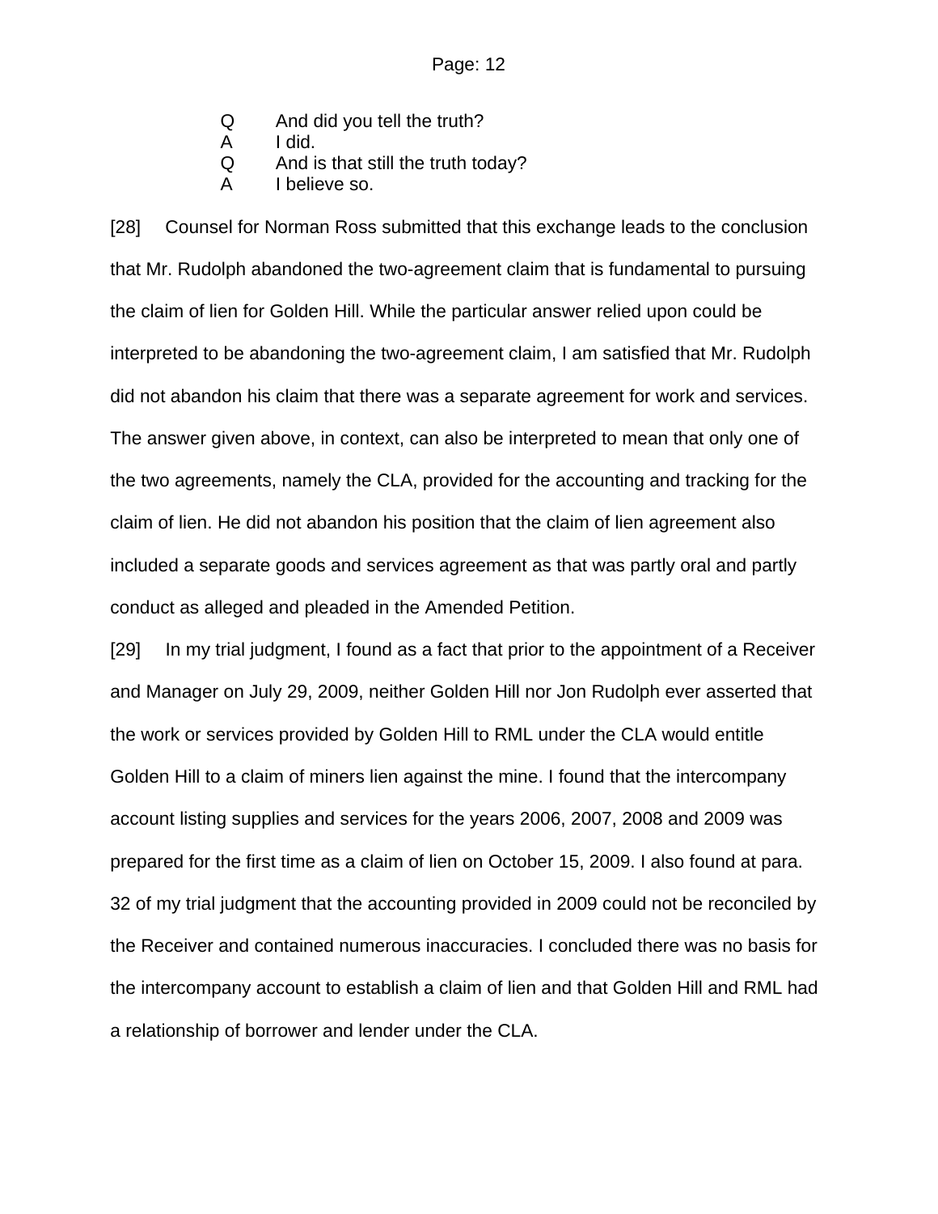Q	And did you tell the truth?
A	I did.
Q	And is that still the truth today?
A	I believe so.

[28] Counsel for Norman Ross submitted that this exchange leads to the conclusion that Mr. Rudolph abandoned the two-agreement claim that is fundamental to pursuing the claim of lien for Golden Hill. While the particular answer relied upon could be interpreted to be abandoning the two-agreement claim, I am satisfied that Mr. Rudolph did not abandon his claim that there was a separate agreement for work and services. The answer given above, in context, can also be interpreted to mean that only one of the two agreements, namely the CLA, provided for the accounting and tracking for the claim of lien. He did not abandon his position that the claim of lien agreement also included a separate goods and services agreement as that was partly oral and partly conduct as alleged and pleaded in the Amended Petition.

[29] In my trial judgment, I found as a fact that prior to the appointment of a Receiver and Manager on July 29, 2009, neither Golden Hill nor Jon Rudolph ever asserted that the work or services provided by Golden Hill to RML under the CLA would entitle Golden Hill to a claim of miners lien against the mine. I found that the intercompany account listing supplies and services for the years 2006, 2007, 2008 and 2009 was prepared for the first time as a claim of lien on October 15, 2009. I also found at para. 32 of my trial judgment that the accounting provided in 2009 could not be reconciled by the Receiver and contained numerous inaccuracies. I concluded there was no basis for the intercompany account to establish a claim of lien and that Golden Hill and RML had a relationship of borrower and lender under the CLA.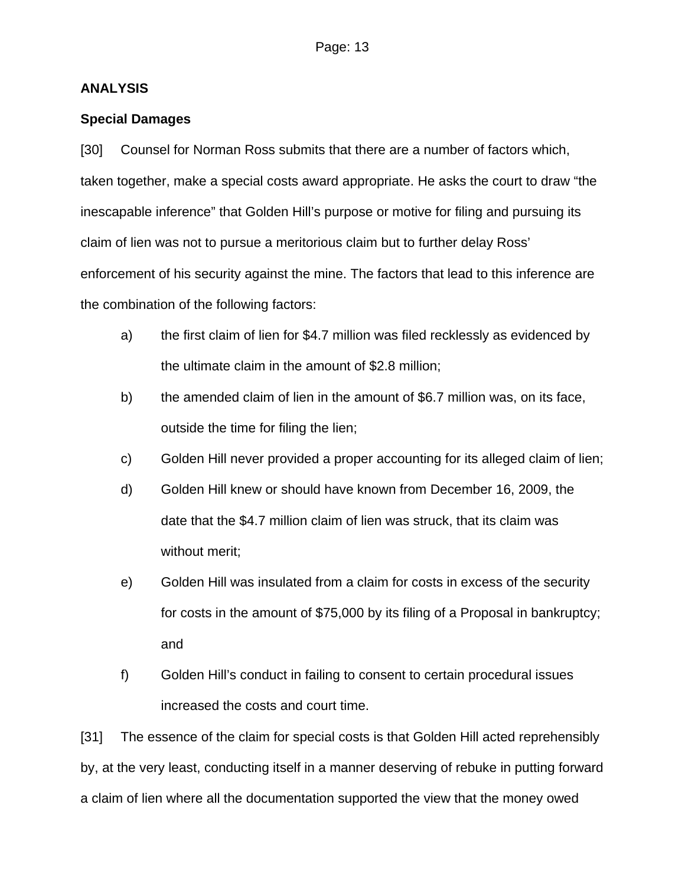## ANALYSIS

### Special Damages

[30] Counsel for Norman Ross submits that there are a number of factors which, taken together, make a special costs award appropriate. He asks the court to draw "the inescapable inference" that Golden Hill's purpose or motive for filing and pursuing its claim of lien was not to pursue a meritorious claim but to further delay Ross' enforcement of his security against the mine. The factors that lead to this inference are the combination of the following factors:

a) the first claim of lien for $4.7 million was filed recklessly as evidenced by the ultimate claim in the amount of $2.8 million;

b) the amended claim of lien in the amount of $6.7 million was, on its face, outside the time for filing the lien;

c) Golden Hill never provided a proper accounting for its alleged claim of lien;

d) Golden Hill knew or should have known from December 16, 2009, the date that the $4.7 million claim of lien was struck, that its claim was without merit;

e) Golden Hill was insulated from a claim for costs in excess of the security for costs in the amount of $75,000 by its filing of a Proposal in bankruptcy; and

f) Golden Hill's conduct in failing to consent to certain procedural issues increased the costs and court time.

[31] The essence of the claim for special costs is that Golden Hill acted reprehensibly by, at the very least, conducting itself in a manner deserving of rebuke in putting forward a claim of lien where all the documentation supported the view that the money owed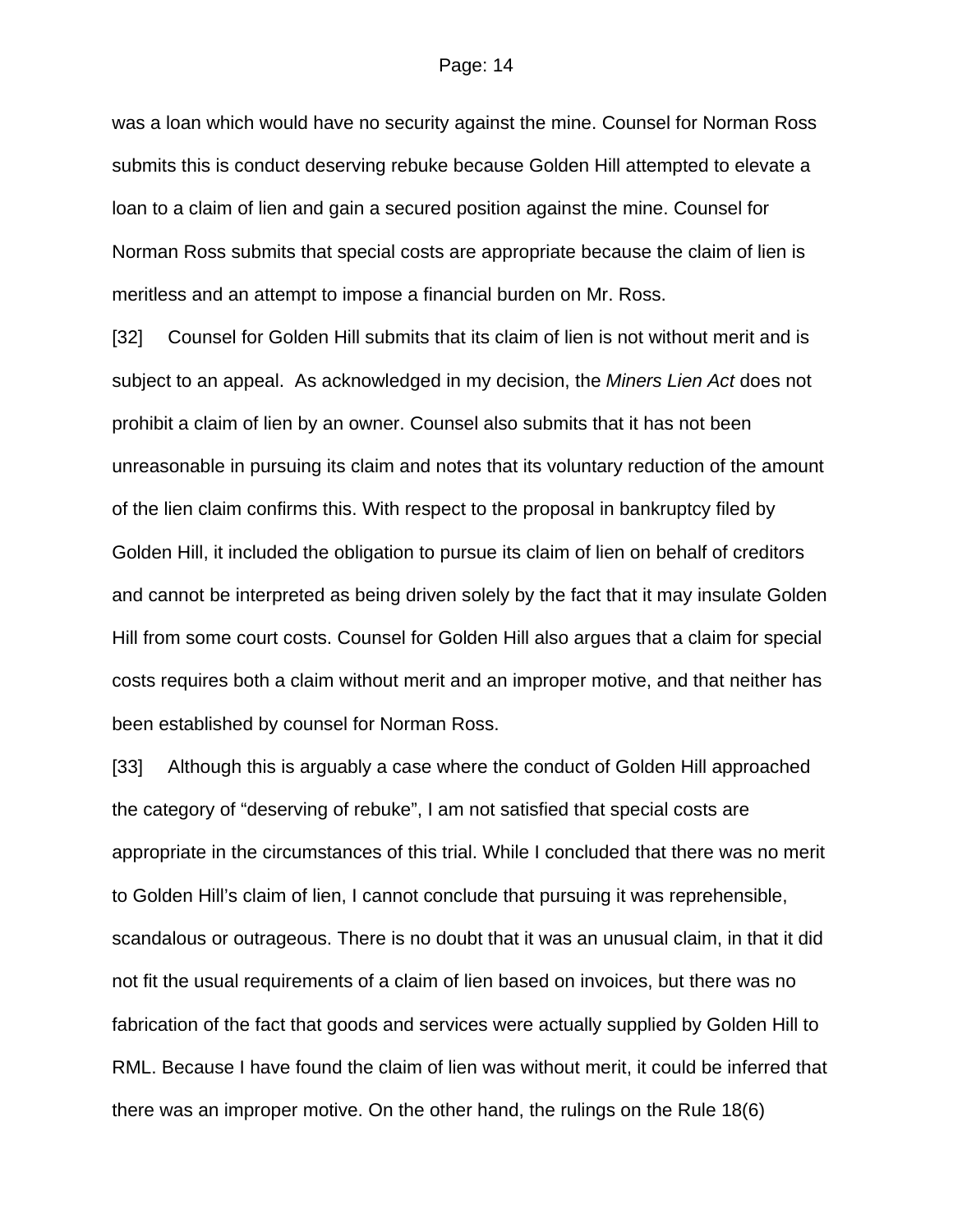was a loan which would have no security against the mine. Counsel for Norman Ross submits this is conduct deserving rebuke because Golden Hill attempted to elevate a loan to a claim of lien and gain a secured position against the mine. Counsel for Norman Ross submits that special costs are appropriate because the claim of lien is meritless and an attempt to impose a financial burden on Mr. Ross.

[32] Counsel for Golden Hill submits that its claim of lien is not without merit and is subject to an appeal. As acknowledged in my decision, the *Miners Lien Act* does not prohibit a claim of lien by an owner. Counsel also submits that it has not been unreasonable in pursuing its claim and notes that its voluntary reduction of the amount of the lien claim confirms this. With respect to the proposal in bankruptcy filed by Golden Hill, it included the obligation to pursue its claim of lien on behalf of creditors and cannot be interpreted as being driven solely by the fact that it may insulate Golden Hill from some court costs. Counsel for Golden Hill also argues that a claim for special costs requires both a claim without merit and an improper motive, and that neither has been established by counsel for Norman Ross.

[33] Although this is arguably a case where the conduct of Golden Hill approached the category of "deserving of rebuke", I am not satisfied that special costs are appropriate in the circumstances of this trial. While I concluded that there was no merit to Golden Hill's claim of lien, I cannot conclude that pursuing it was reprehensible, scandalous or outrageous. There is no doubt that it was an unusual claim, in that it did not fit the usual requirements of a claim of lien based on invoices, but there was no fabrication of the fact that goods and services were actually supplied by Golden Hill to RML. Because I have found the claim of lien was without merit, it could be inferred that there was an improper motive. On the other hand, the rulings on the Rule 18(6)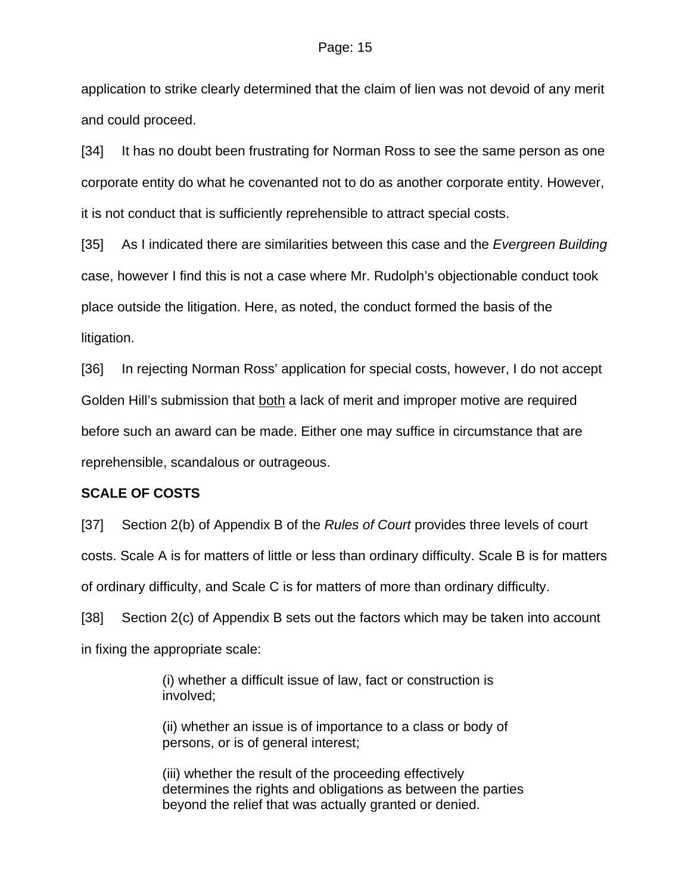application to strike clearly determined that the claim of lien was not devoid of any merit and could proceed.

[34] It has no doubt been frustrating for Norman Ross to see the same person as one corporate entity do what he covenanted not to do as another corporate entity. However, it is not conduct that is sufficiently reprehensible to attract special costs.

[35] As I indicated there are similarities between this case and the *Evergreen Building* case, however I find this is not a case where Mr. Rudolph's objectionable conduct took place outside the litigation. Here, as noted, the conduct formed the basis of the litigation.

[36] In rejecting Norman Ross' application for special costs, however, I do not accept Golden Hill's submission that <u>both</u> a lack of merit and improper motive are required before such an award can be made. Either one may suffice in circumstance that are reprehensible, scandalous or outrageous.

**SCALE OF COSTS**

[37] Section 2(b) of Appendix B of the *Rules of Court* provides three levels of court costs. Scale A is for matters of little or less than ordinary difficulty. Scale B is for matters of ordinary difficulty, and Scale C is for matters of more than ordinary difficulty.

[38] Section 2(c) of Appendix B sets out the factors which may be taken into account in fixing the appropriate scale:

> (i) whether a difficult issue of law, fact or construction is involved;
>
> (ii) whether an issue is of importance to a class or body of persons, or is of general interest;
>
> (iii) whether the result of the proceeding effectively determines the rights and obligations as between the parties beyond the relief that was actually granted or denied.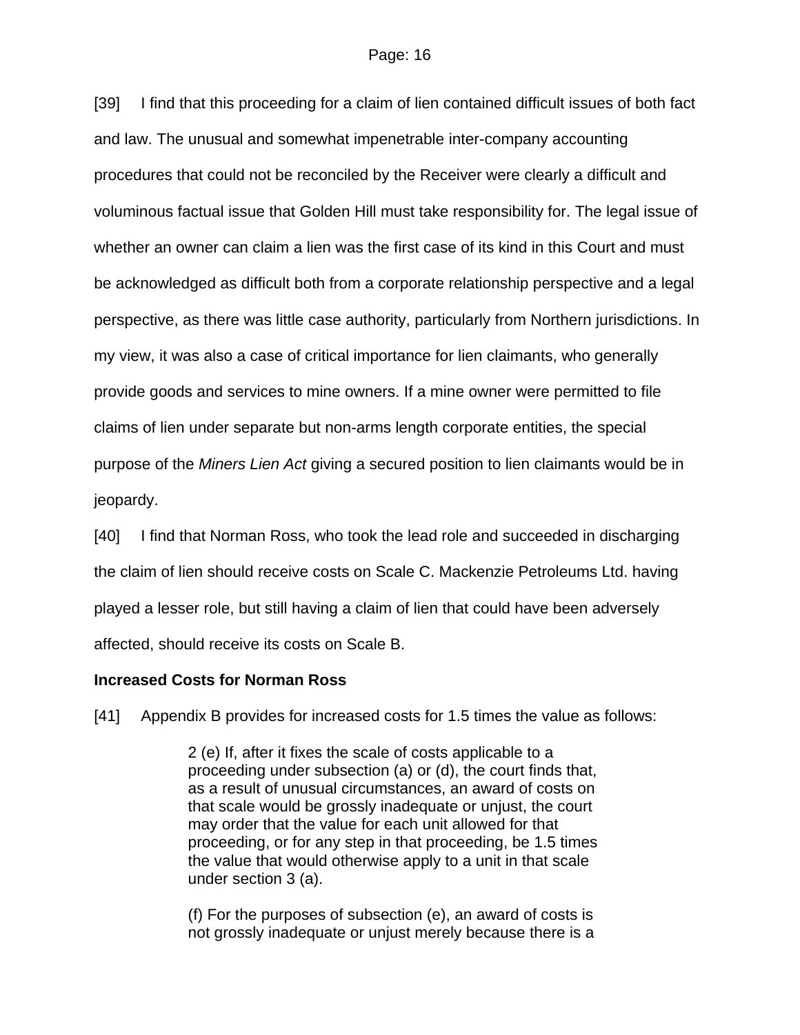[39] I find that this proceeding for a claim of lien contained difficult issues of both fact and law. The unusual and somewhat impenetrable inter-company accounting procedures that could not be reconciled by the Receiver were clearly a difficult and voluminous factual issue that Golden Hill must take responsibility for. The legal issue of whether an owner can claim a lien was the first case of its kind in this Court and must be acknowledged as difficult both from a corporate relationship perspective and a legal perspective, as there was little case authority, particularly from Northern jurisdictions. In my view, it was also a case of critical importance for lien claimants, who generally provide goods and services to mine owners. If a mine owner were permitted to file claims of lien under separate but non-arms length corporate entities, the special purpose of the *Miners Lien Act* giving a secured position to lien claimants would be in jeopardy.

[40] I find that Norman Ross, who took the lead role and succeeded in discharging the claim of lien should receive costs on Scale C. Mackenzie Petroleums Ltd. having played a lesser role, but still having a claim of lien that could have been adversely affected, should receive its costs on Scale B.

**Increased Costs for Norman Ross**

[41] Appendix B provides for increased costs for 1.5 times the value as follows:

> 2 (e) If, after it fixes the scale of costs applicable to a proceeding under subsection (a) or (d), the court finds that, as a result of unusual circumstances, an award of costs on that scale would be grossly inadequate or unjust, the court may order that the value for each unit allowed for that proceeding, or for any step in that proceeding, be 1.5 times the value that would otherwise apply to a unit in that scale under section 3 (a).
>
> (f) For the purposes of subsection (e), an award of costs is not grossly inadequate or unjust merely because there is a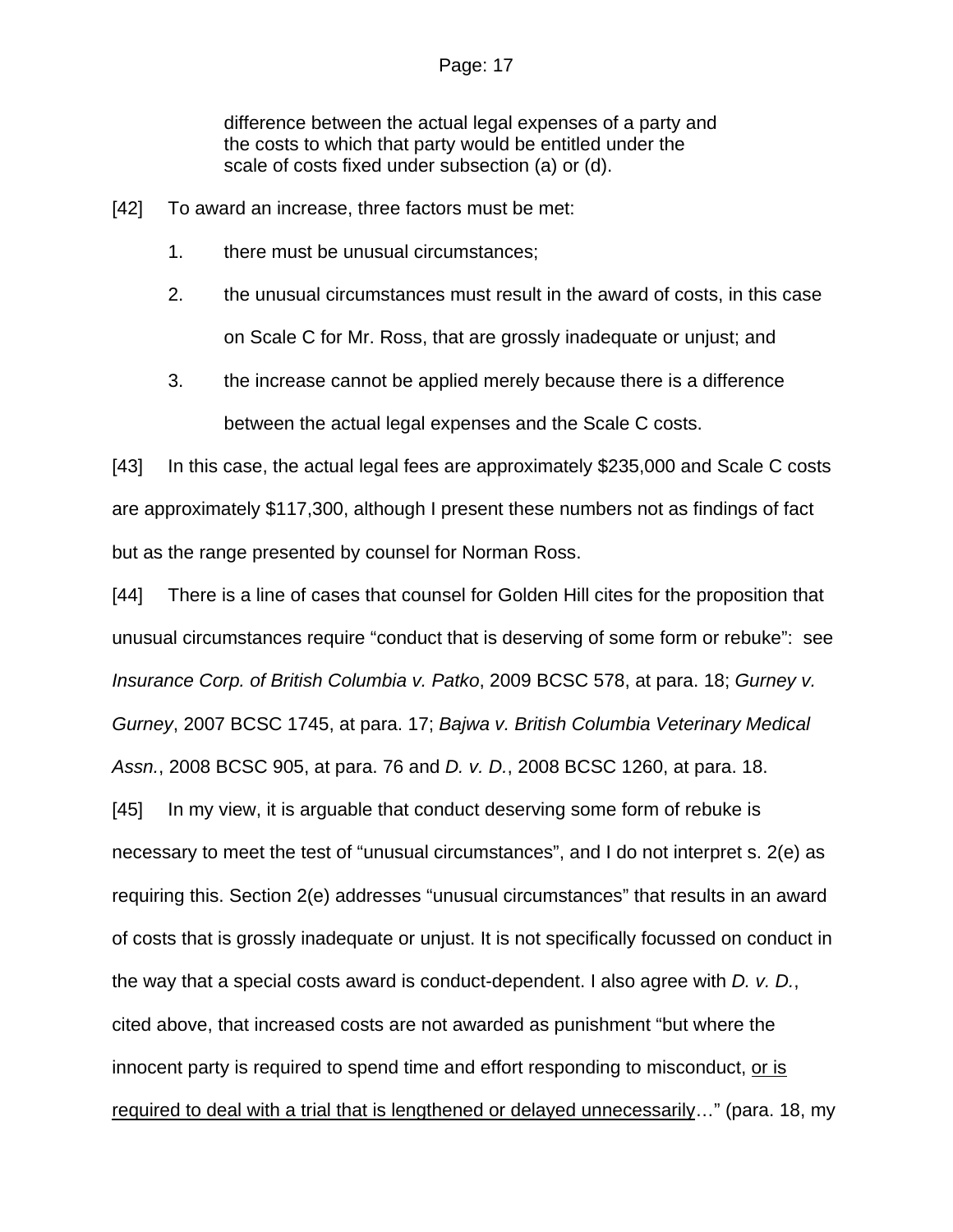> difference between the actual legal expenses of a party and the costs to which that party would be entitled under the scale of costs fixed under subsection (a) or (d).

[42] To award an increase, three factors must be met:

1. there must be unusual circumstances;
2. the unusual circumstances must result in the award of costs, in this case on Scale C for Mr. Ross, that are grossly inadequate or unjust; and
3. the increase cannot be applied merely because there is a difference between the actual legal expenses and the Scale C costs.

[43] In this case, the actual legal fees are approximately $235,000 and Scale C costs are approximately $117,300, although I present these numbers not as findings of fact but as the range presented by counsel for Norman Ross.

[44] There is a line of cases that counsel for Golden Hill cites for the proposition that unusual circumstances require "conduct that is deserving of some form or rebuke": see *Insurance Corp. of British Columbia v. Patko*, 2009 BCSC 578, at para. 18; *Gurney v. Gurney*, 2007 BCSC 1745, at para. 17; *Bajwa v. British Columbia Veterinary Medical Assn.*, 2008 BCSC 905, at para. 76 and *D. v. D.*, 2008 BCSC 1260, at para. 18.

[45] In my view, it is arguable that conduct deserving some form of rebuke is necessary to meet the test of "unusual circumstances", and I do not interpret s. 2(e) as requiring this. Section 2(e) addresses "unusual circumstances" that results in an award of costs that is grossly inadequate or unjust. It is not specifically focussed on conduct in the way that a special costs award is conduct-dependent. I also agree with *D. v. D.*, cited above, that increased costs are not awarded as punishment "but where the innocent party is required to spend time and effort responding to misconduct, <u>or is required to deal with a trial that is lengthened or delayed unnecessarily</u>…" (para. 18, my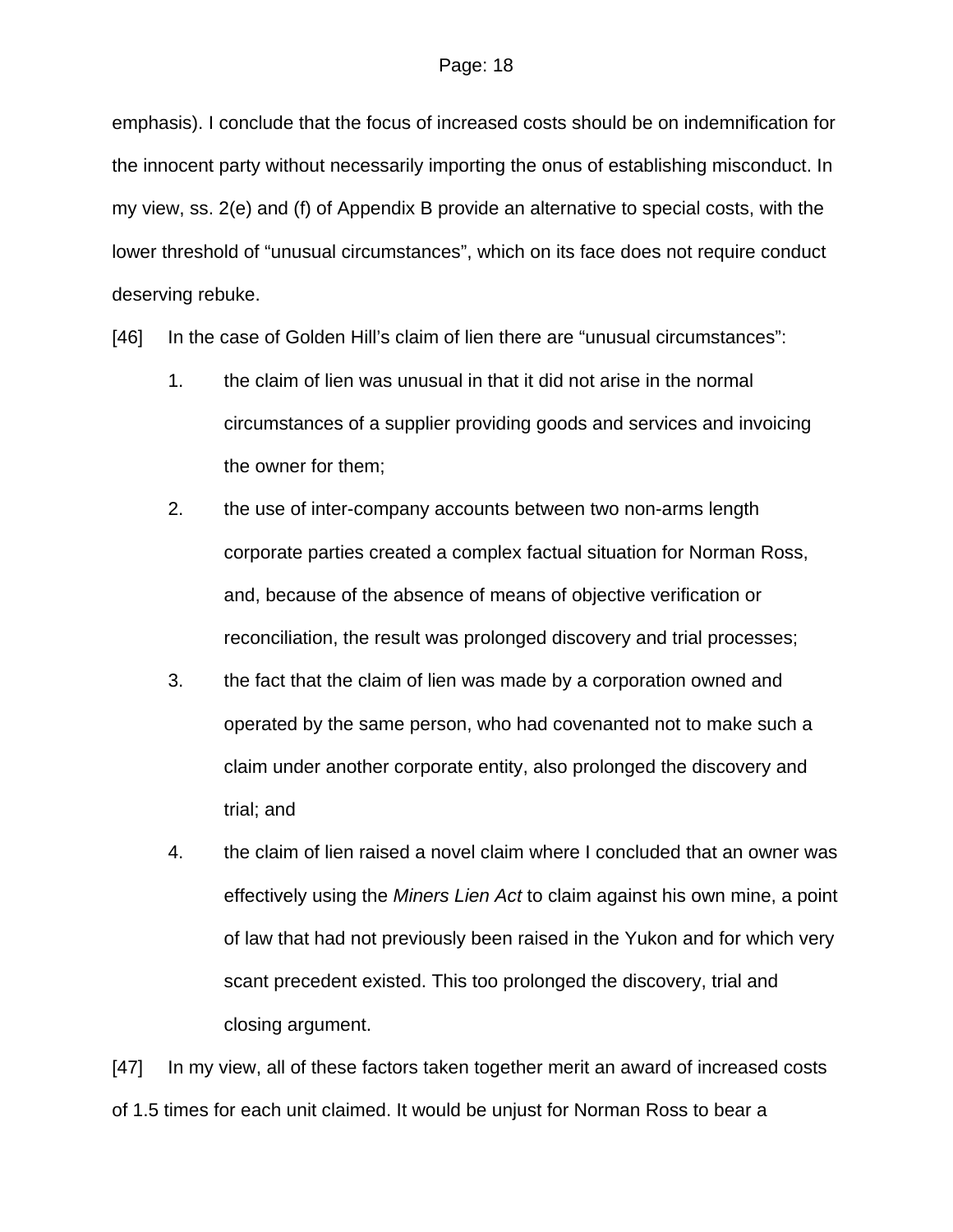emphasis). I conclude that the focus of increased costs should be on indemnification for the innocent party without necessarily importing the onus of establishing misconduct. In my view, ss. 2(e) and (f) of Appendix B provide an alternative to special costs, with the lower threshold of "unusual circumstances", which on its face does not require conduct deserving rebuke.

[46] In the case of Golden Hill's claim of lien there are "unusual circumstances":

1. the claim of lien was unusual in that it did not arise in the normal circumstances of a supplier providing goods and services and invoicing the owner for them;
2. the use of inter-company accounts between two non-arms length corporate parties created a complex factual situation for Norman Ross, and, because of the absence of means of objective verification or reconciliation, the result was prolonged discovery and trial processes;
3. the fact that the claim of lien was made by a corporation owned and operated by the same person, who had covenanted not to make such a claim under another corporate entity, also prolonged the discovery and trial; and
4. the claim of lien raised a novel claim where I concluded that an owner was effectively using the *Miners Lien Act* to claim against his own mine, a point of law that had not previously been raised in the Yukon and for which very scant precedent existed. This too prolonged the discovery, trial and closing argument.

[47] In my view, all of these factors taken together merit an award of increased costs of 1.5 times for each unit claimed. It would be unjust for Norman Ross to bear a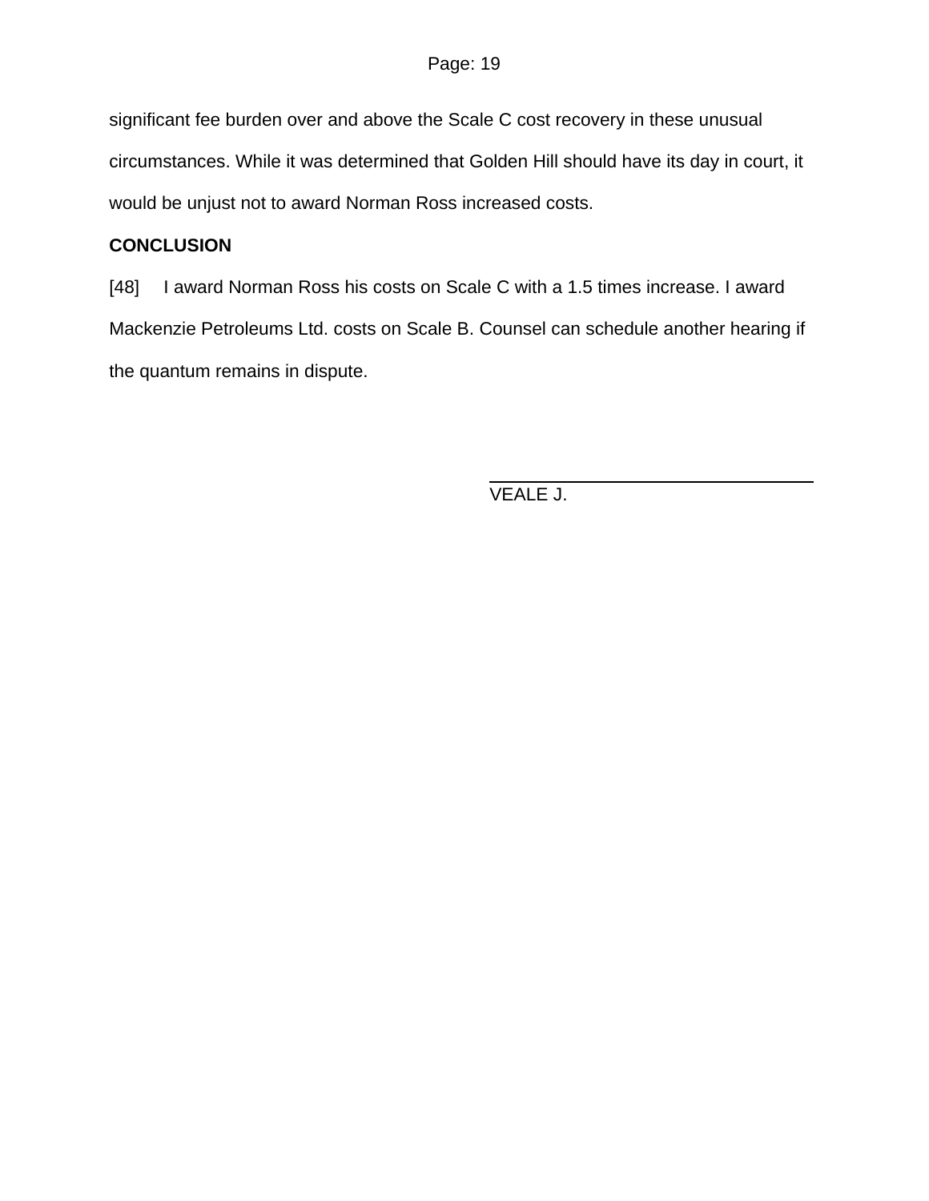significant fee burden over and above the Scale C cost recovery in these unusual circumstances. While it was determined that Golden Hill should have its day in court, it would be unjust not to award Norman Ross increased costs.

**CONCLUSION**

[48] I award Norman Ross his costs on Scale C with a 1.5 times increase. I award Mackenzie Petroleums Ltd. costs on Scale B. Counsel can schedule another hearing if the quantum remains in dispute.

VEALE J.